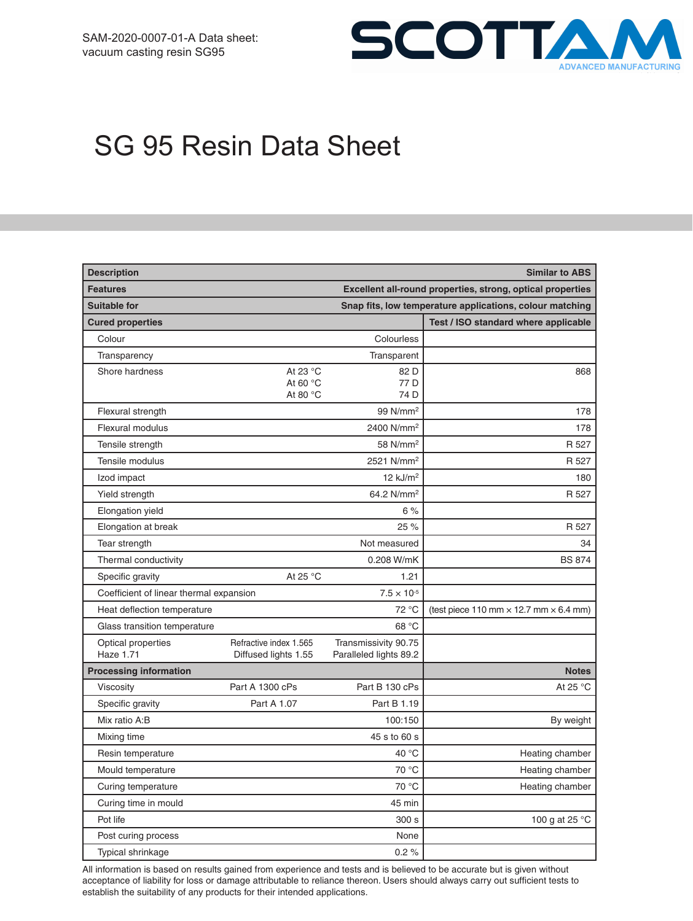SAM-2020-0007-01-A Data sheet: vacuum casting resin SG95

SCOTTAM ADVANCED MANUFACTURING

# SG 95 Resin Data Sheet

| Description | | | Similar to ABS |
|---|---|---|---|
| **Features** | | | **Excellent all-round properties, strong, optical properties** |
| **Suitable for** | | | **Snap fits, low temperature applications, colour matching** |
| **Cured properties** | | | **Test / ISO standard where applicable** |
| Colour | | Colourless | |
| Transparency | | Transparent | |
| Shore hardness | At 23 °C<br>At 60 °C<br>At 80 °C | 82 D<br>77 D<br>74 D | 868 |
| Flexural strength | | 99 N/mm$^2$ | 178 |
| Flexural modulus | | 2400 N/mm$^2$ | 178 |
| Tensile strength | | 58 N/mm$^2$ | R 527 |
| Tensile modulus | | 2521 N/mm$^2$ | R 527 |
| Izod impact | | 12 kJ/m$^2$ | 180 |
| Yield strength | | 64.2 N/mm$^2$ | R 527 |
| Elongation yield | | 6 % | |
| Elongation at break | | 25 % | R 527 |
| Tear strength | | Not measured | 34 |
| Thermal conductivity | | 0.208 W/mK | BS 874 |
| Specific gravity | At 25 °C | 1.21 | |
| Coefficient of linear thermal expansion | | $7.5 \times 10^{-5}$ | |
| Heat deflection temperature | | 72 °C | (test piece 110 mm × 12.7 mm × 6.4 mm) |
| Glass transition temperature | | 68 °C | |
| Optical properties<br>Haze 1.71 | Refractive index 1.565<br>Diffused lights 1.55 | Transmissivity 90.75<br>Paralleled lights 89.2 | |
| **Processing information** | | | **Notes** |
| Viscosity | Part A 1300 cPs | Part B 130 cPs | At 25 °C |
| Specific gravity | Part A 1.07 | Part B 1.19 | |
| Mix ratio A:B | | 100:150 | By weight |
| Mixing time | | 45 s to 60 s | |
| Resin temperature | | 40 °C | Heating chamber |
| Mould temperature | | 70 °C | Heating chamber |
| Curing temperature | | 70 °C | Heating chamber |
| Curing time in mould | | 45 min | |
| Pot life | | 300 s | 100 g at 25 °C |
| Post curing process | | None | |
| Typical shrinkage | | 0.2 % | |

All information is based on results gained from experience and tests and is believed to be accurate but is given without acceptance of liability for loss or damage attributable to reliance thereon. Users should always carry out sufficient tests to establish the suitability of any products for their intended applications.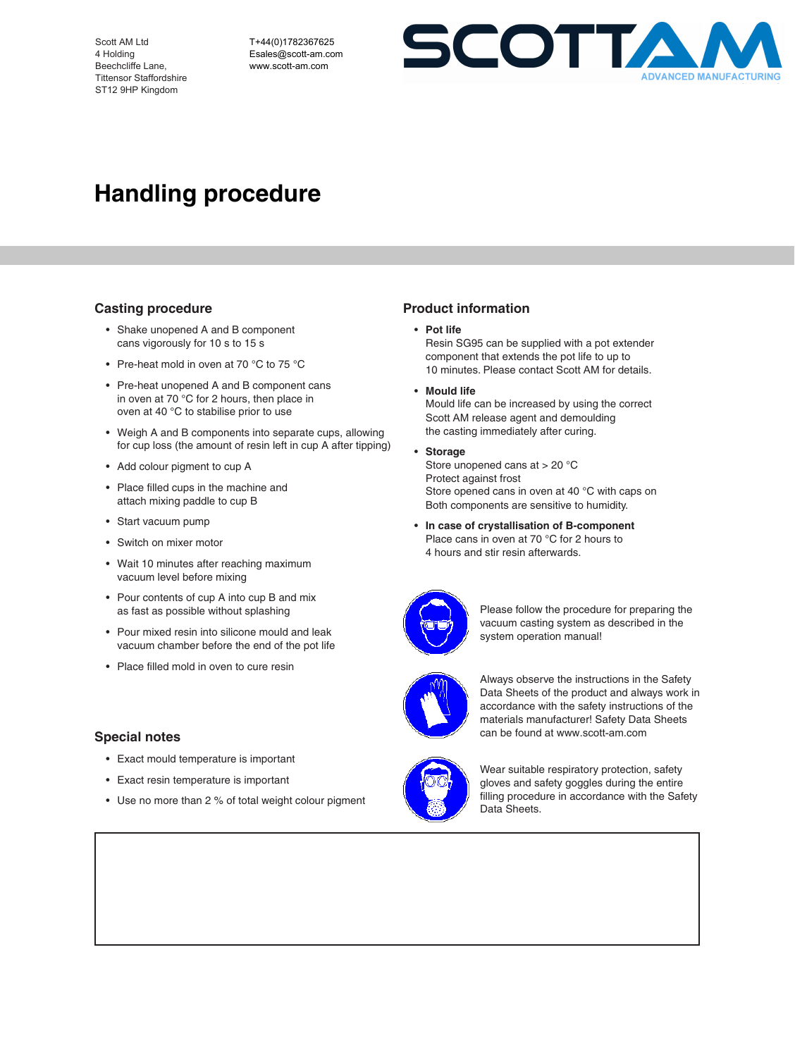Scott AM Ltd
4 Holding
Beechcliffe Lane,
Tittensor Staffordshire
ST12 9HP Kingdom

T+44(0)1782367625
Esales@scott-am.com
www.scott-am.com

SCOTTAM
ADVANCED MANUFACTURING

# Handling procedure

## Casting procedure

- Shake unopened A and B component cans vigorously for 10 s to 15 s
- Pre-heat mold in oven at 70 °C to 75 °C
- Pre-heat unopened A and B component cans in oven at 70 °C for 2 hours, then place in oven at 40 °C to stabilise prior to use
- Weigh A and B components into separate cups, allowing for cup loss (the amount of resin left in cup A after tipping)
- Add colour pigment to cup A
- Place filled cups in the machine and attach mixing paddle to cup B
- Start vacuum pump
- Switch on mixer motor
- Wait 10 minutes after reaching maximum vacuum level before mixing
- Pour contents of cup A into cup B and mix as fast as possible without splashing
- Pour mixed resin into silicone mould and leak vacuum chamber before the end of the pot life
- Place filled mold in oven to cure resin

## Special notes

- Exact mould temperature is important
- Exact resin temperature is important
- Use no more than 2 % of total weight colour pigment

## Product information

- **Pot life**
  Resin SG95 can be supplied with a pot extender component that extends the pot life to up to 10 minutes. Please contact Scott AM for details.
- **Mould life**
  Mould life can be increased by using the correct Scott AM release agent and demoulding the casting immediately after curing.
- **Storage**
  Store unopened cans at > 20 °C
  Protect against frost
  Store opened cans in oven at 40 °C with caps on
  Both components are sensitive to humidity.
- **In case of crystallisation of B-component**
  Place cans in oven at 70 °C for 2 hours to 4 hours and stir resin afterwards.

Please follow the procedure for preparing the vacuum casting system as described in the system operation manual!

Always observe the instructions in the Safety Data Sheets of the product and always work in accordance with the safety instructions of the materials manufacturer! Safety Data Sheets can be found at www.scott-am.com

Wear suitable respiratory protection, safety gloves and safety goggles during the entire filling procedure in accordance with the Safety Data Sheets.